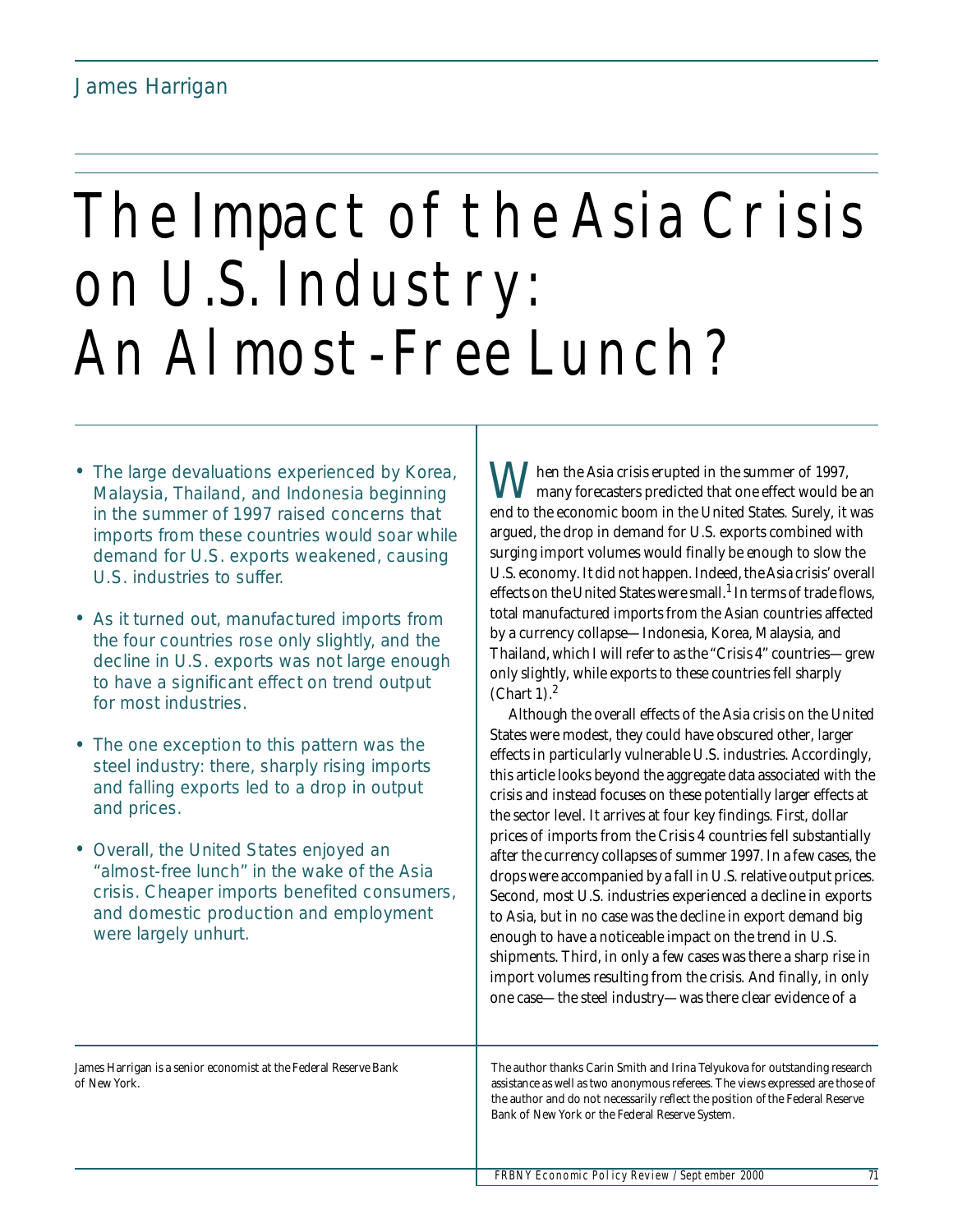James Harrigan

# The Impact of the Asia Crisis on U.S. Industry: An Almost-Free Lunch?

- The large devaluations experienced by Korea, Malaysia, Thailand, and Indonesia beginning in the summer of 1997 raised concerns that imports from these countries would soar while demand for U.S. exports weakened, causing U.S. industries to suffer.
- As it turned out, manufactured imports from the four countries rose only slightly, and the decline in U.S. exports was not large enough to have a significant effect on trend output for most industries.
- The one exception to this pattern was the steel industry: there, sharply rising imports and falling exports led to a drop in output and prices.
- Overall, the United States enjoyed an "almost-free lunch" in the wake of the Asia crisis. Cheaper imports benefited consumers, and domestic production and employment were largely unhurt.

When the Asia crisis erupted in the summer of 1997, many forecasters predicted that one effect would be an end to the economic boom in the United States. Surely, it was argued, the drop in demand for U.S. exports combined with surging import volumes would finally be enough to slow the U.S. economy. It did not happen. Indeed, the Asia crisis' overall effects on the United States were small.[1] In terms of trade flows, total manufactured imports from the Asian countries affected by a currency collapse—Indonesia, Korea, Malaysia, and Thailand, which I will refer to as the "Crisis 4" countries—grew only slightly, while exports to these countries fell sharply (Chart 1).[2]

Although the overall effects of the Asia crisis on the United States were modest, they could have obscured other, larger effects in particularly vulnerable U.S. industries. Accordingly, this article looks beyond the aggregate data associated with the crisis and instead focuses on these potentially larger effects at the sector level. It arrives at four key findings. First, dollar prices of imports from the Crisis 4 countries fell substantially after the currency collapses of summer 1997. In a few cases, the drops were accompanied by a fall in U.S. relative output prices. Second, most U.S. industries experienced a decline in exports to Asia, but in no case was the decline in export demand big enough to have a noticeable impact on the trend in U.S. shipments. Third, in only a few cases was there a sharp rise in import volumes resulting from the crisis. And finally, in only one case—the steel industry—was there clear evidence of a

James Harrigan is a senior economist at the Federal Reserve Bank of New York.

The author thanks Carin Smith and Irina Telyukova for outstanding research assistance as well as two anonymous referees. The views expressed are those of the author and do not necessarily reflect the position of the Federal Reserve Bank of New York or the Federal Reserve System.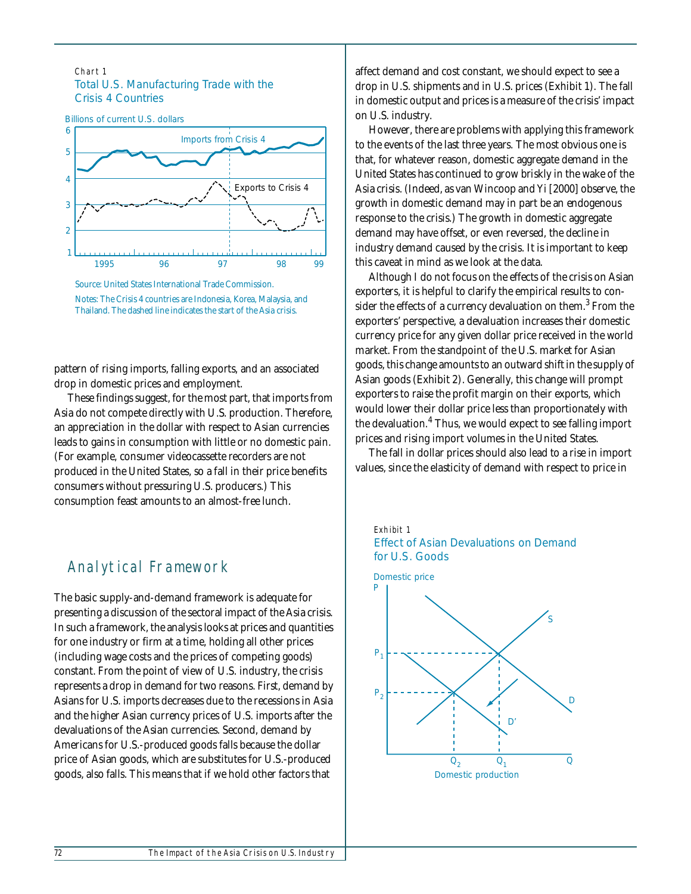Chart 1

Total U.S. Manufacturing Trade with the Crisis 4 Countries

Source: United States International Trade Commission.

Notes: The Crisis 4 countries are Indonesia, Korea, Malaysia, and Thailand. The dashed line indicates the start of the Asia crisis.

pattern of rising imports, falling exports, and an associated drop in domestic prices and employment.

These findings suggest, for the most part, that imports from Asia do not compete directly with U.S. production. Therefore, an appreciation in the dollar with respect to Asian currencies leads to gains in consumption with little or no domestic pain. (For example, consumer videocassette recorders are not produced in the United States, so a fall in their price benefits consumers without pressuring U.S. producers.) This consumption feast amounts to an almost-free lunch.

## Analytical Framework

The basic supply-and-demand framework is adequate for presenting a discussion of the sectoral impact of the Asia crisis. In such a framework, the analysis looks at prices and quantities for one industry or firm at a time, holding all other prices (including wage costs and the prices of competing goods) constant. From the point of view of U.S. industry, the crisis represents a drop in demand for two reasons. First, demand by Asians for U.S. imports decreases due to the recessions in Asia and the higher Asian currency prices of U.S. imports after the devaluations of the Asian currencies. Second, demand by Americans for U.S.-produced goods falls because the dollar price of Asian goods, which are substitutes for U.S.-produced goods, also falls. This means that if we hold other factors that affect demand and cost constant, we should expect to see a drop in U.S. shipments and in U.S. prices (Exhibit 1). The fall in domestic output and prices is a measure of the crisis' impact on U.S. industry.

However, there are problems with applying this framework to the events of the last three years. The most obvious one is that, for whatever reason, domestic aggregate demand in the United States has continued to grow briskly in the wake of the Asia crisis. (Indeed, as van Wincoop and Yi [2000] observe, the growth in domestic demand may in part be an endogenous response to the crisis.) The growth in domestic aggregate demand may have offset, or even reversed, the decline in industry demand caused by the crisis. It is important to keep this caveat in mind as we look at the data.

Although I do not focus on the effects of the crisis on Asian exporters, it is helpful to clarify the empirical results to consider the effects of a currency devaluation on them.[3] From the exporters' perspective, a devaluation increases their domestic currency price for any given dollar price received in the world market. From the standpoint of the U.S. market for Asian goods, this change amounts to an outward shift in the supply of Asian goods (Exhibit 2). Generally, this change will prompt exporters to raise the profit margin on their exports, which would lower their dollar price less than proportionately with the devaluation.[4] Thus, we would expect to see falling import prices and rising import volumes in the United States.

The fall in dollar prices should also lead to a rise in import values, since the elasticity of demand with respect to price in

Exhibit 1

Effect of Asian Devaluations on Demand for U.S. Goods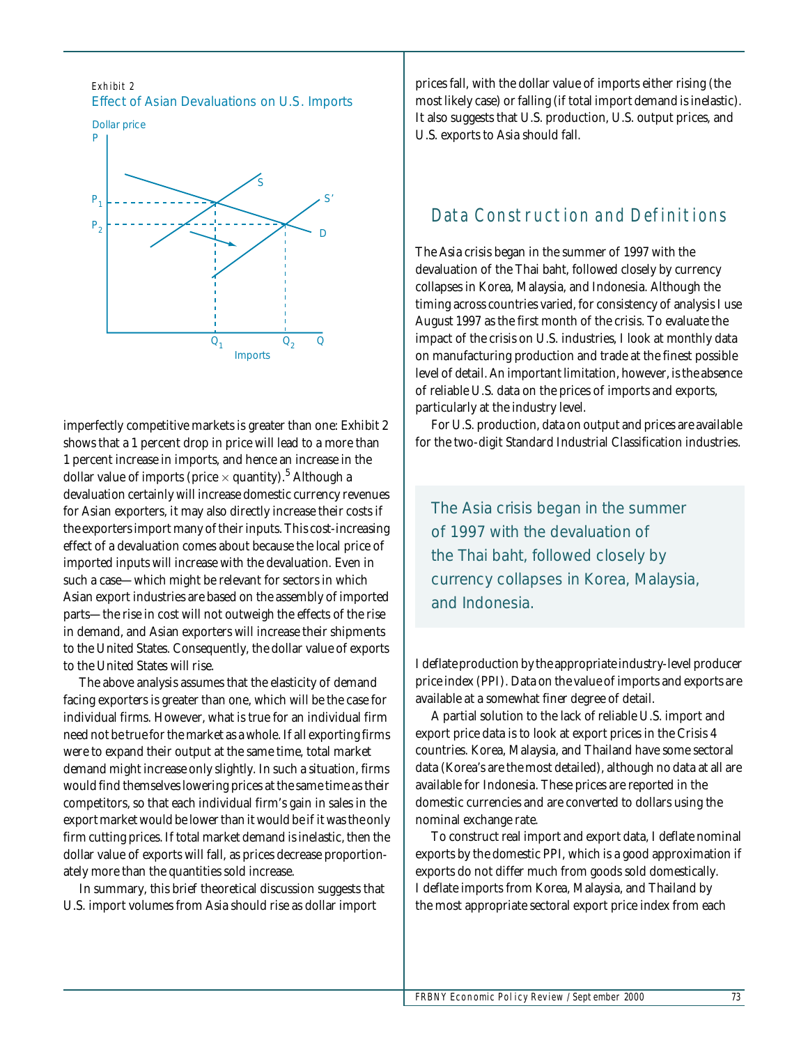Exhibit 2

Effect of Asian Devaluations on U.S. Imports

imperfectly competitive markets is greater than one: Exhibit 2 shows that a 1 percent drop in price will lead to a more than 1 percent increase in imports, and hence an increase in the dollar value of imports (price × quantity).[5] Although a devaluation certainly will increase domestic currency revenues for Asian exporters, it may also directly increase their costs if the exporters import many of their inputs. This cost-increasing effect of a devaluation comes about because the local price of imported inputs will increase with the devaluation. Even in such a case—which might be relevant for sectors in which Asian export industries are based on the assembly of imported parts—the rise in cost will not outweigh the effects of the rise in demand, and Asian exporters will increase their shipments to the United States. Consequently, the dollar value of exports to the United States will rise.

The above analysis assumes that the elasticity of demand facing exporters is greater than one, which will be the case for individual firms. However, what is true for an individual firm need not be true for the market as a whole. If all exporting firms were to expand their output at the same time, total market demand might increase only slightly. In such a situation, firms would find themselves lowering prices at the same time as their competitors, so that each individual firm's gain in sales in the export market would be lower than it would be if it was the only firm cutting prices. If total market demand is inelastic, then the dollar value of exports will fall, as prices decrease proportionately more than the quantities sold increase.

In summary, this brief theoretical discussion suggests that U.S. import volumes from Asia should rise as dollar import prices fall, with the dollar value of imports either rising (the most likely case) or falling (if total import demand is inelastic). It also suggests that U.S. production, U.S. output prices, and U.S. exports to Asia should fall.

## Data Construction and Definitions

The Asia crisis began in the summer of 1997 with the devaluation of the Thai baht, followed closely by currency collapses in Korea, Malaysia, and Indonesia. Although the timing across countries varied, for consistency of analysis I use August 1997 as the first month of the crisis. To evaluate the impact of the crisis on U.S. industries, I look at monthly data on manufacturing production and trade at the finest possible level of detail. An important limitation, however, is the absence of reliable U.S. data on the prices of imports and exports, particularly at the industry level.

For U.S. production, data on output and prices are available for the two-digit Standard Industrial Classification industries. I deflate production by the appropriate industry-level producer price index (PPI). Data on the value of imports and exports are available at a somewhat finer degree of detail.

A partial solution to the lack of reliable U.S. import and export price data is to look at export prices in the Crisis 4 countries. Korea, Malaysia, and Thailand have some sectoral data (Korea's are the most detailed), although no data at all are available for Indonesia. These prices are reported in the domestic currencies and are converted to dollars using the nominal exchange rate.

To construct real import and export data, I deflate nominal exports by the domestic PPI, which is a good approximation if exports do not differ much from goods sold domestically. I deflate imports from Korea, Malaysia, and Thailand by the most appropriate sectoral export price index from each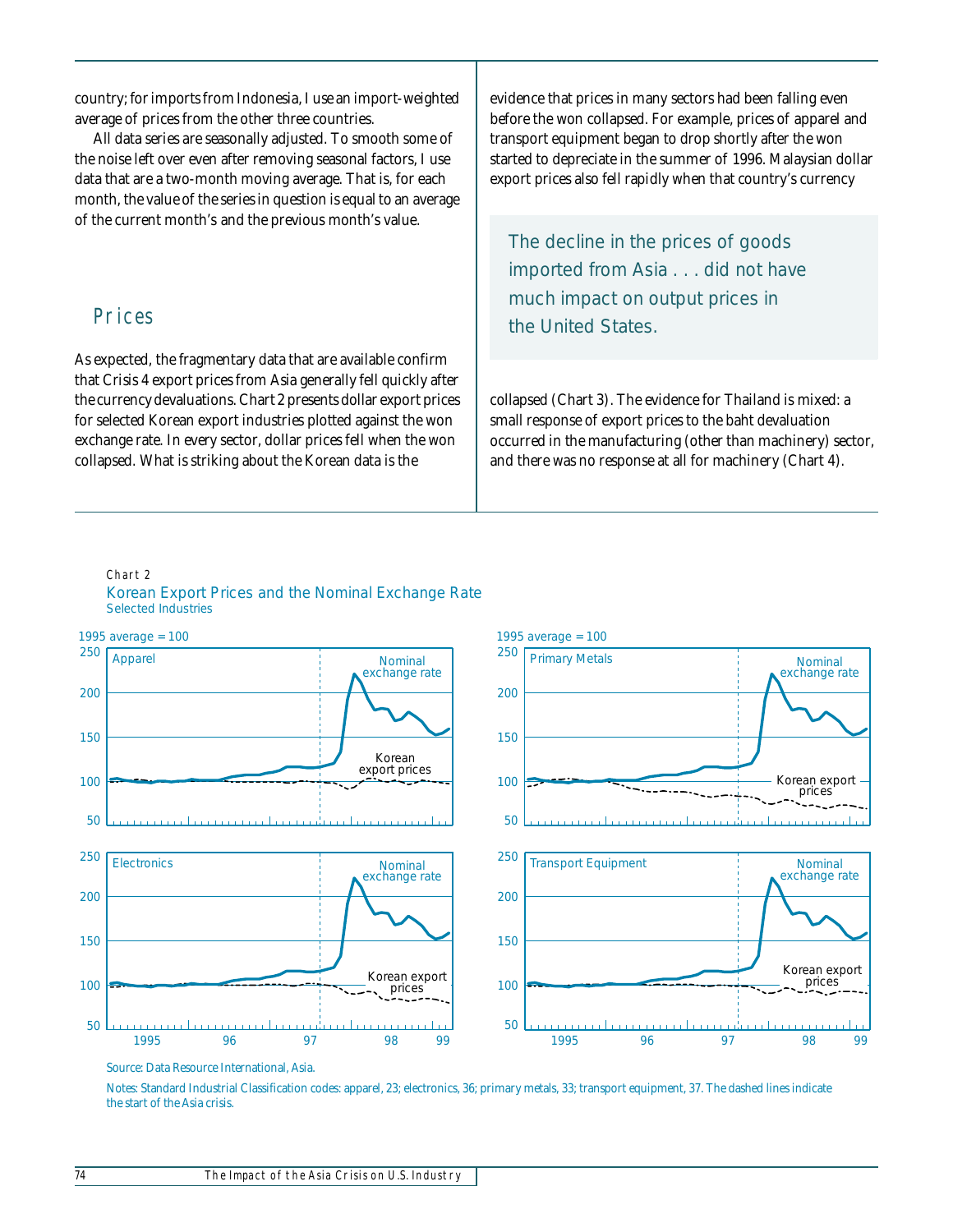country; for imports from Indonesia, I use an import-weighted average of prices from the other three countries.

All data series are seasonally adjusted. To smooth some of the noise left over even after removing seasonal factors, I use data that are a two-month moving average. That is, for each month, the value of the series in question is equal to an average of the current month's and the previous month's value.

## Prices

As expected, the fragmentary data that are available confirm that Crisis 4 export prices from Asia generally fell quickly after the currency devaluations. Chart 2 presents dollar export prices for selected Korean export industries plotted against the won exchange rate. In every sector, dollar prices fell when the won collapsed. What is striking about the Korean data is the evidence that prices in many sectors had been falling even before the won collapsed. For example, prices of apparel and transport equipment began to drop shortly after the won started to depreciate in the summer of 1996. Malaysian dollar export prices also fell rapidly when that country's currency collapsed (Chart 3). The evidence for Thailand is mixed: a small response of export prices to the baht devaluation occurred in the manufacturing (other than machinery) sector, and there was no response at all for machinery (Chart 4).

> The decline in the prices of goods imported from Asia . . . did not have much impact on output prices in the United States.

Chart 2
Korean Export Prices and the Nominal Exchange Rate
Selected Industries

Source: Data Resource International, Asia.

Notes: Standard Industrial Classification codes: apparel, 23; electronics, 36; primary metals, 33; transport equipment, 37. The dashed lines indicate the start of the Asia crisis.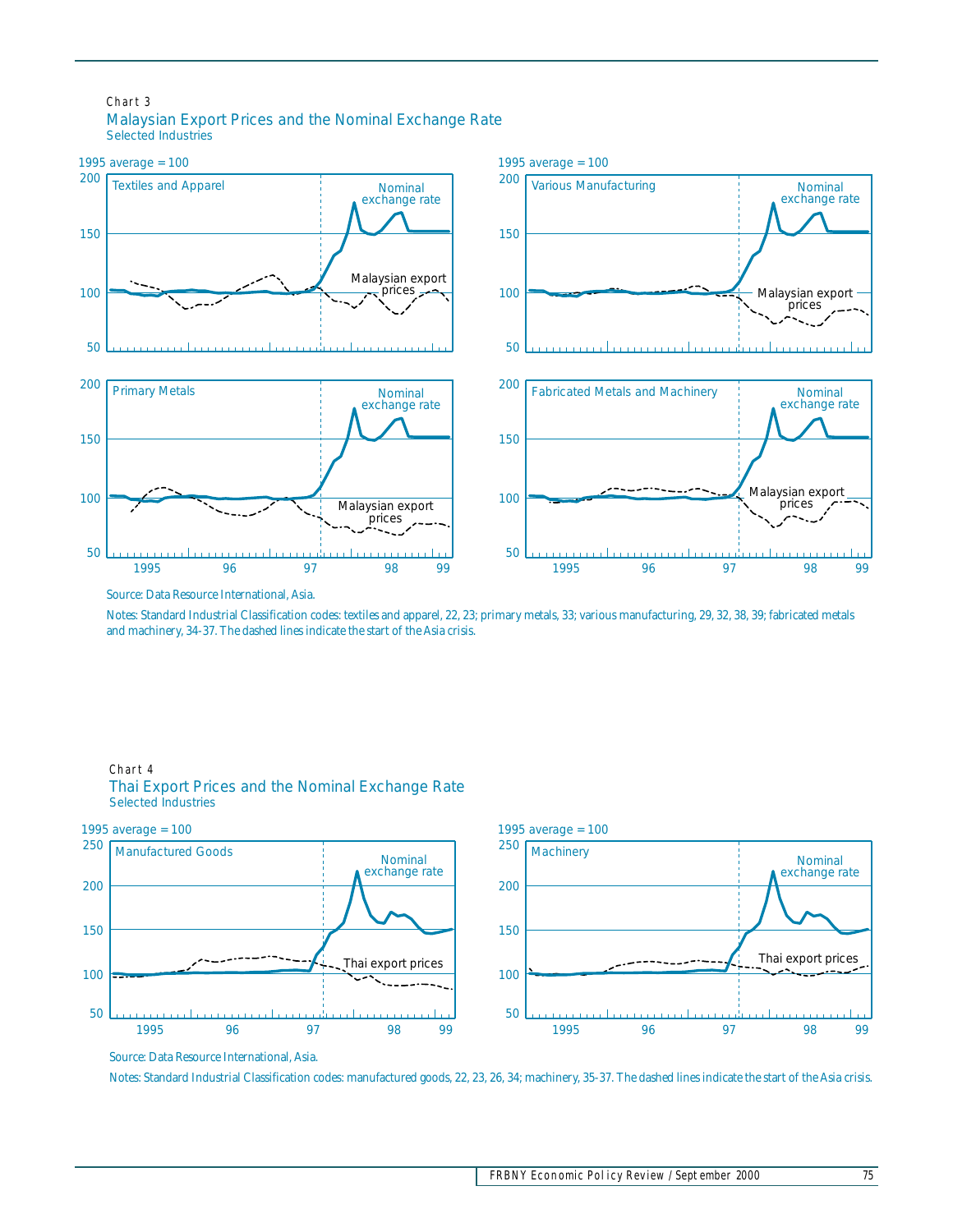Chart 3

### Malaysian Export Prices and the Nominal Exchange Rate

Selected Industries

Source: Data Resource International, Asia.

Notes: Standard Industrial Classification codes: textiles and apparel, 22, 23; primary metals, 33; various manufacturing, 29, 32, 38, 39; fabricated metals and machinery, 34-37. The dashed lines indicate the start of the Asia crisis.

Chart 4

### Thai Export Prices and the Nominal Exchange Rate

Selected Industries

Source: Data Resource International, Asia.

Notes: Standard Industrial Classification codes: manufactured goods, 22, 23, 26, 34; machinery, 35-37. The dashed lines indicate the start of the Asia crisis.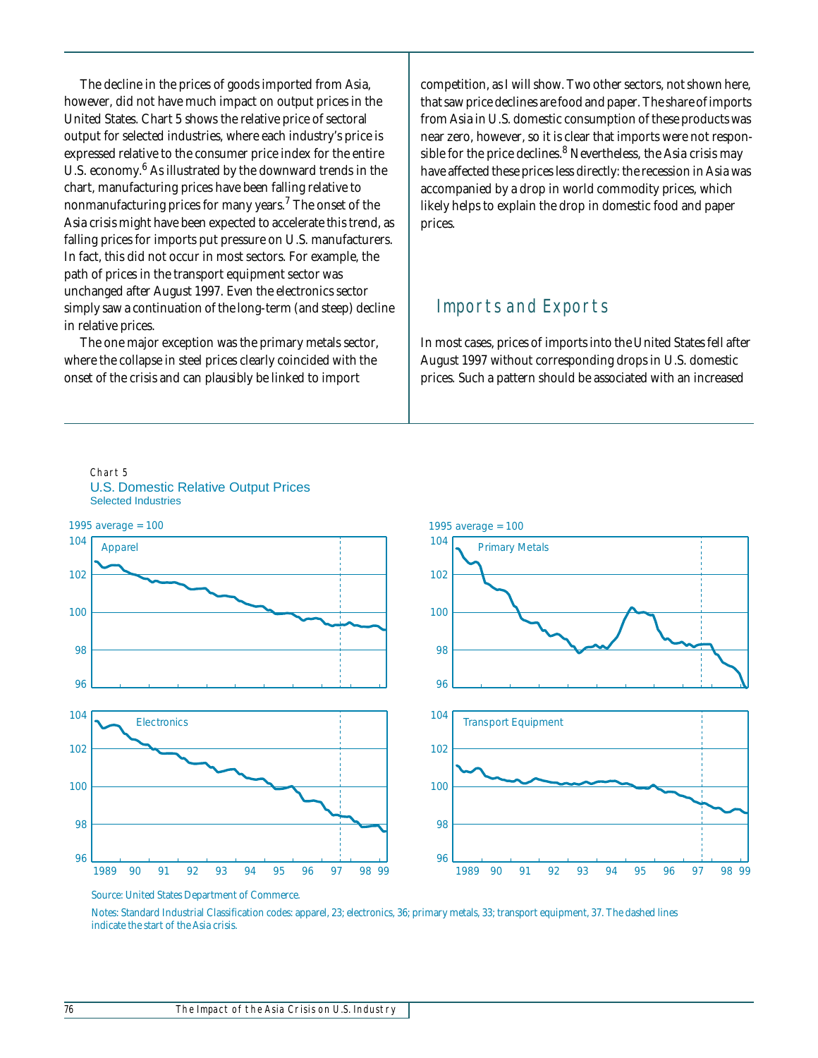The decline in the prices of goods imported from Asia, however, did not have much impact on output prices in the United States. Chart 5 shows the relative price of sectoral output for selected industries, where each industry's price is expressed relative to the consumer price index for the entire U.S. economy.[6] As illustrated by the downward trends in the chart, manufacturing prices have been falling relative to nonmanufacturing prices for many years.[7] The onset of the Asia crisis might have been expected to accelerate this trend, as falling prices for imports put pressure on U.S. manufacturers. In fact, this did not occur in most sectors. For example, the path of prices in the transport equipment sector was unchanged after August 1997. Even the electronics sector simply saw a continuation of the long-term (and steep) decline in relative prices.

The one major exception was the primary metals sector, where the collapse in steel prices clearly coincided with the onset of the crisis and can plausibly be linked to import competition, as I will show. Two other sectors, not shown here, that saw price declines are food and paper. The share of imports from Asia in U.S. domestic consumption of these products was near zero, however, so it is clear that imports were not responsible for the price declines.[8] Nevertheless, the Asia crisis may have affected these prices less directly: the recession in Asia was accompanied by a drop in world commodity prices, which likely helps to explain the drop in domestic food and paper prices.

## Imports and Exports

In most cases, prices of imports into the United States fell after August 1997 without corresponding drops in U.S. domestic prices. Such a pattern should be associated with an increased

Chart 5

U.S. Domestic Relative Output Prices

Selected Industries

Source: United States Department of Commerce.

Notes: Standard Industrial Classification codes: apparel, 23; electronics, 36; primary metals, 33; transport equipment, 37. The dashed lines indicate the start of the Asia crisis.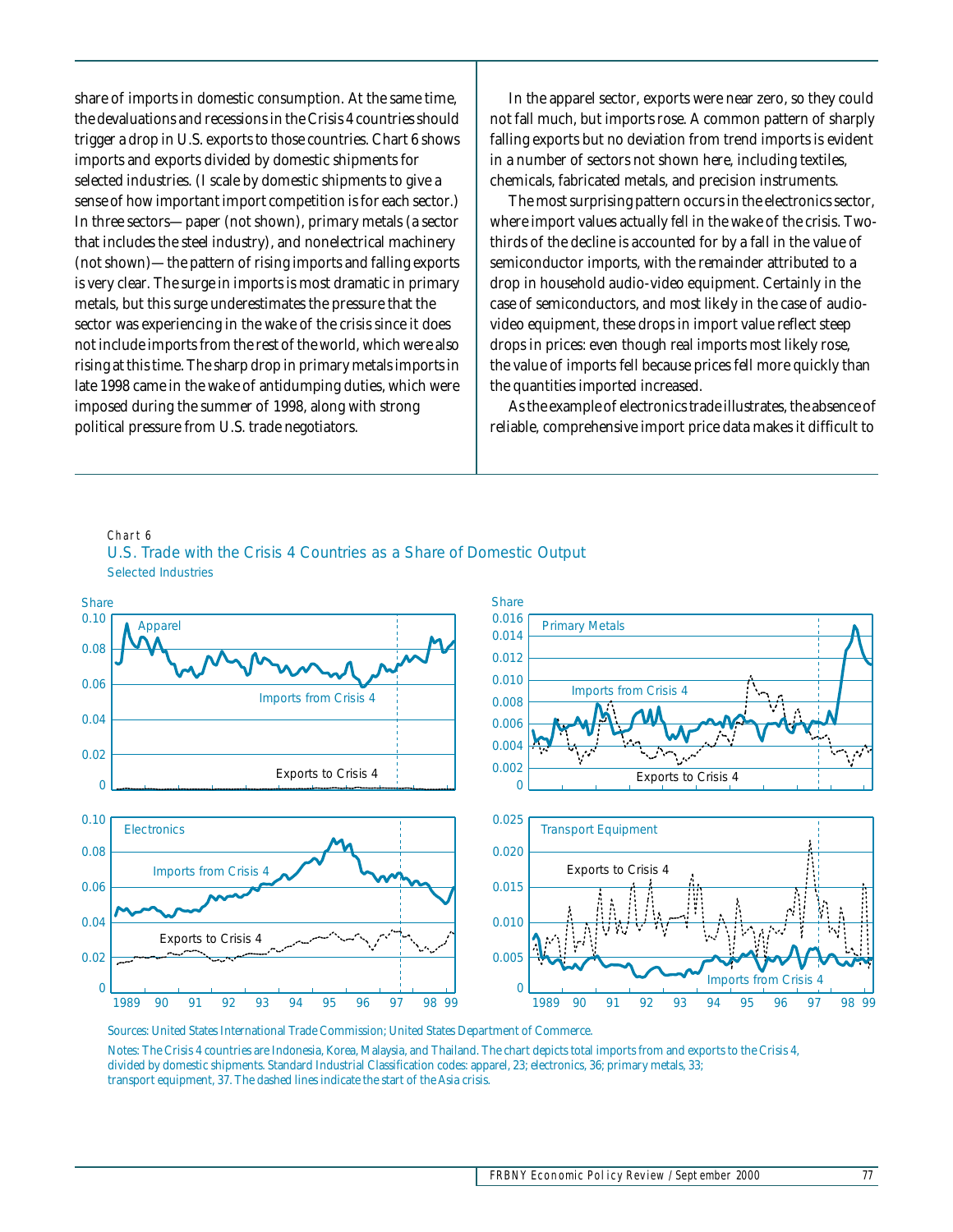share of imports in domestic consumption. At the same time, the devaluations and recessions in the Crisis 4 countries should trigger a drop in U.S. exports to those countries. Chart 6 shows imports and exports divided by domestic shipments for selected industries. (I scale by domestic shipments to give a sense of how important import competition is for each sector.) In three sectors—paper (not shown), primary metals (a sector that includes the steel industry), and nonelectrical machinery (not shown)—the pattern of rising imports and falling exports is very clear. The surge in imports is most dramatic in primary metals, but this surge underestimates the pressure that the sector was experiencing in the wake of the crisis since it does not include imports from the rest of the world, which were also rising at this time. The sharp drop in primary metals imports in late 1998 came in the wake of antidumping duties, which were imposed during the summer of 1998, along with strong political pressure from U.S. trade negotiators.

In the apparel sector, exports were near zero, so they could not fall much, but imports rose. A common pattern of sharply falling exports but no deviation from trend imports is evident in a number of sectors not shown here, including textiles, chemicals, fabricated metals, and precision instruments.

The most surprising pattern occurs in the electronics sector, where import values actually fell in the wake of the crisis. Two-thirds of the decline is accounted for by a fall in the value of semiconductor imports, with the remainder attributed to a drop in household audio-video equipment. Certainly in the case of semiconductors, and most likely in the case of audio-video equipment, these drops in import value reflect steep drops in prices: even though real imports most likely rose, the value of imports fell because prices fell more quickly than the quantities imported increased.

As the example of electronics trade illustrates, the absence of reliable, comprehensive import price data makes it difficult to

Chart 6

U.S. Trade with the Crisis 4 Countries as a Share of Domestic Output

Selected Industries

Sources: United States International Trade Commission; United States Department of Commerce.

Notes: The Crisis 4 countries are Indonesia, Korea, Malaysia, and Thailand. The chart depicts total imports from and exports to the Crisis 4, divided by domestic shipments. Standard Industrial Classification codes: apparel, 23; electronics, 36; primary metals, 33; transport equipment, 37. The dashed lines indicate the start of the Asia crisis.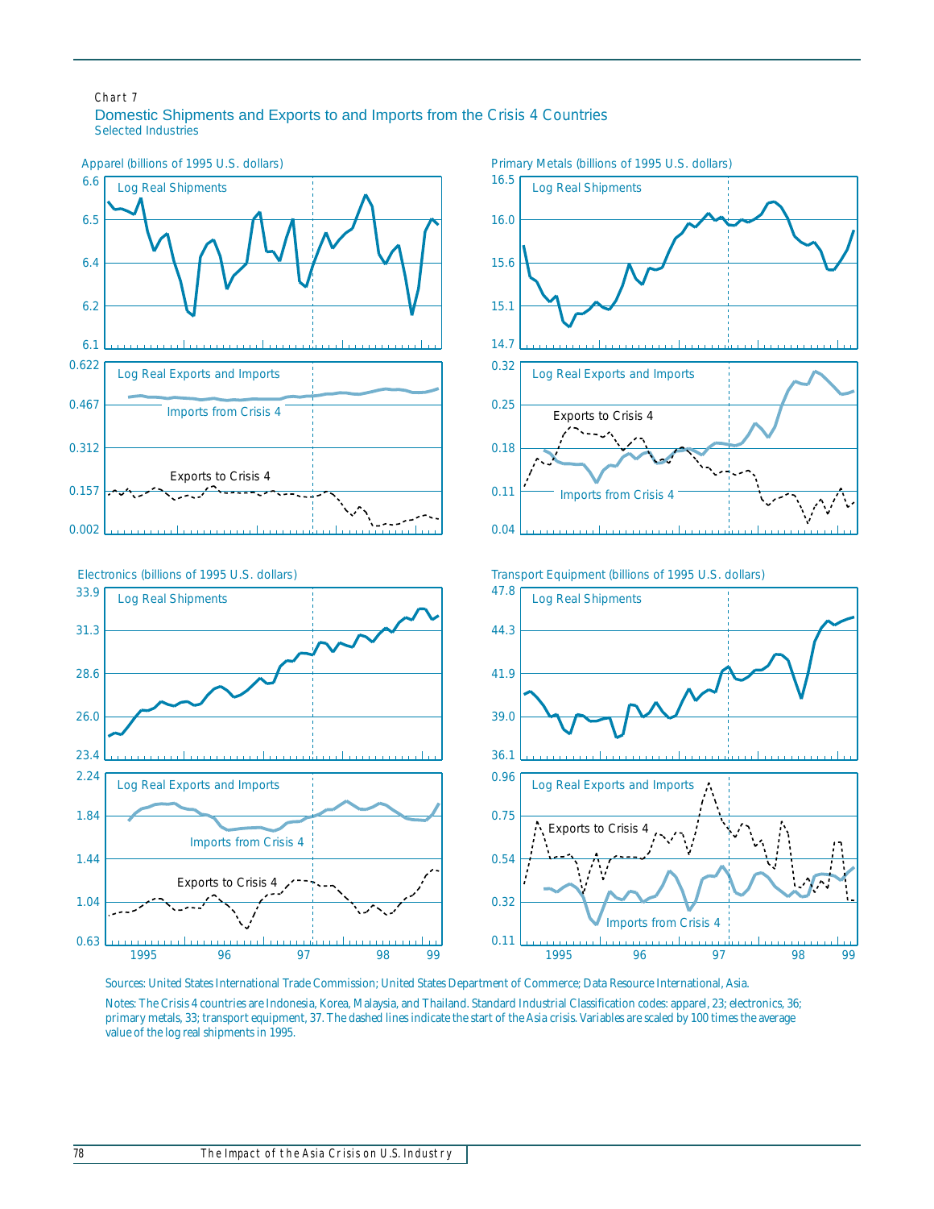Chart 7

## Domestic Shipments and Exports to and Imports from the Crisis 4 Countries

Selected Industries

Apparel (billions of 1995 U.S. dollars)

Log Real Shipments

Log Real Exports and Imports

Imports from Crisis 4

Exports to Crisis 4

Primary Metals (billions of 1995 U.S. dollars)

Log Real Shipments

Log Real Exports and Imports

Exports to Crisis 4

Imports from Crisis 4

Electronics (billions of 1995 U.S. dollars)

Log Real Shipments

Log Real Exports and Imports

Imports from Crisis 4

Exports to Crisis 4

Transport Equipment (billions of 1995 U.S. dollars)

Log Real Shipments

Log Real Exports and Imports

Exports to Crisis 4

Imports from Crisis 4

Sources: United States International Trade Commission; United States Department of Commerce; Data Resource International, Asia.

Notes: The Crisis 4 countries are Indonesia, Korea, Malaysia, and Thailand. Standard Industrial Classification codes: apparel, 23; electronics, 36; primary metals, 33; transport equipment, 37. The dashed lines indicate the start of the Asia crisis. Variables are scaled by 100 times the average value of the log real shipments in 1995.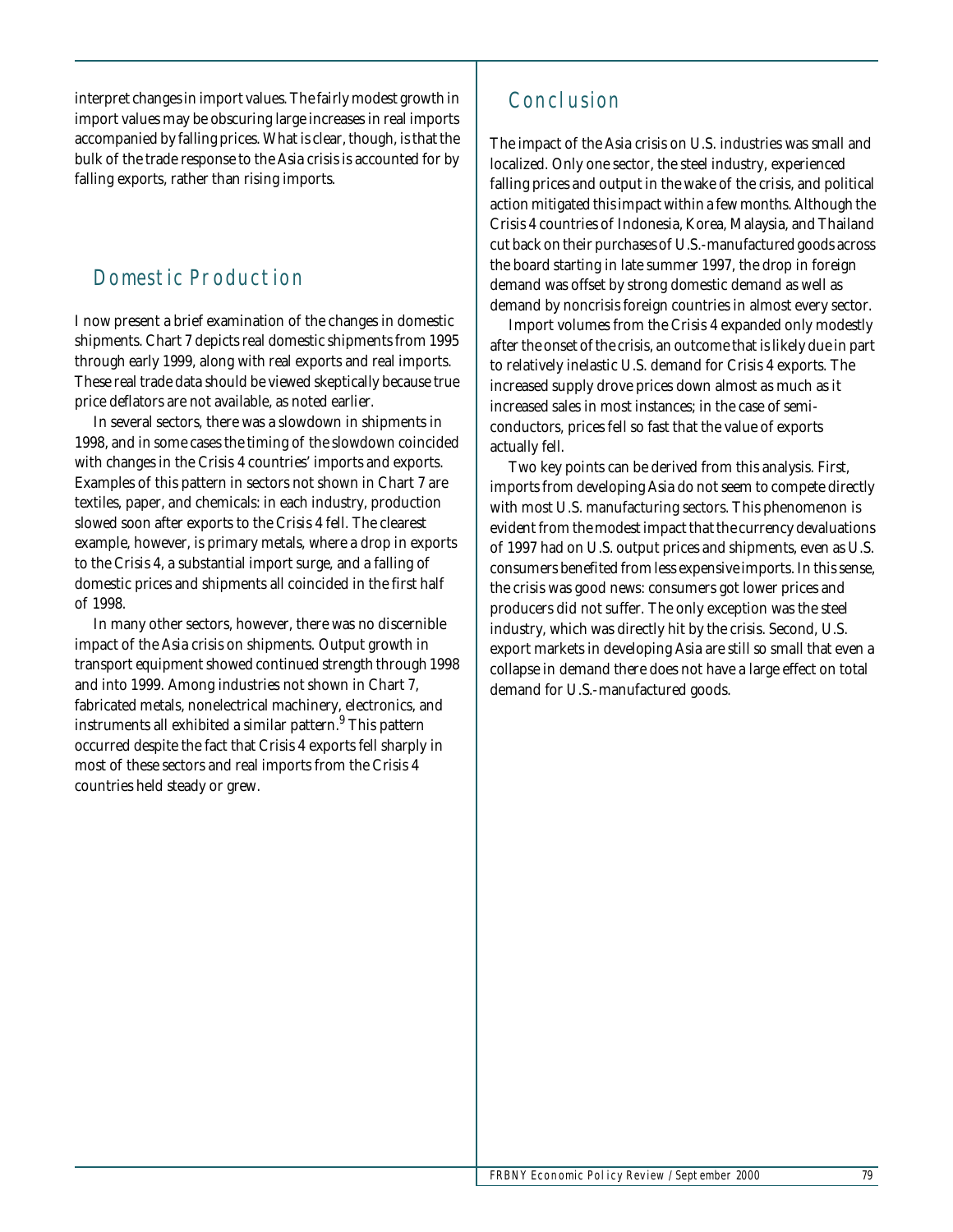interpret changes in import values. The fairly modest growth in import values may be obscuring large increases in real imports accompanied by falling prices. What is clear, though, is that the bulk of the trade response to the Asia crisis is accounted for by falling exports, rather than rising imports.

## Domestic Production

I now present a brief examination of the changes in domestic shipments. Chart 7 depicts real domestic shipments from 1995 through early 1999, along with real exports and real imports. These real trade data should be viewed skeptically because true price deflators are not available, as noted earlier.

In several sectors, there was a slowdown in shipments in 1998, and in some cases the timing of the slowdown coincided with changes in the Crisis 4 countries' imports and exports. Examples of this pattern in sectors not shown in Chart 7 are textiles, paper, and chemicals: in each industry, production slowed soon after exports to the Crisis 4 fell. The clearest example, however, is primary metals, where a drop in exports to the Crisis 4, a substantial import surge, and a falling of domestic prices and shipments all coincided in the first half of 1998.

In many other sectors, however, there was no discernible impact of the Asia crisis on shipments. Output growth in transport equipment showed continued strength through 1998 and into 1999. Among industries not shown in Chart 7, fabricated metals, nonelectrical machinery, electronics, and instruments all exhibited a similar pattern.[9] This pattern occurred despite the fact that Crisis 4 exports fell sharply in most of these sectors and real imports from the Crisis 4 countries held steady or grew.

## Conclusion

The impact of the Asia crisis on U.S. industries was small and localized. Only one sector, the steel industry, experienced falling prices and output in the wake of the crisis, and political action mitigated this impact within a few months. Although the Crisis 4 countries of Indonesia, Korea, Malaysia, and Thailand cut back on their purchases of U.S.-manufactured goods across the board starting in late summer 1997, the drop in foreign demand was offset by strong domestic demand as well as demand by noncrisis foreign countries in almost every sector.

Import volumes from the Crisis 4 expanded only modestly after the onset of the crisis, an outcome that is likely due in part to relatively inelastic U.S. demand for Crisis 4 exports. The increased supply drove prices down almost as much as it increased sales in most instances; in the case of semiconductors, prices fell so fast that the value of exports actually fell.

Two key points can be derived from this analysis. First, imports from developing Asia do not seem to compete directly with most U.S. manufacturing sectors. This phenomenon is evident from the modest impact that the currency devaluations of 1997 had on U.S. output prices and shipments, even as U.S. consumers benefited from less expensive imports. In this sense, the crisis was good news: consumers got lower prices and producers did not suffer. The only exception was the steel industry, which was directly hit by the crisis. Second, U.S. export markets in developing Asia are still so small that even a collapse in demand there does not have a large effect on total demand for U.S.-manufactured goods.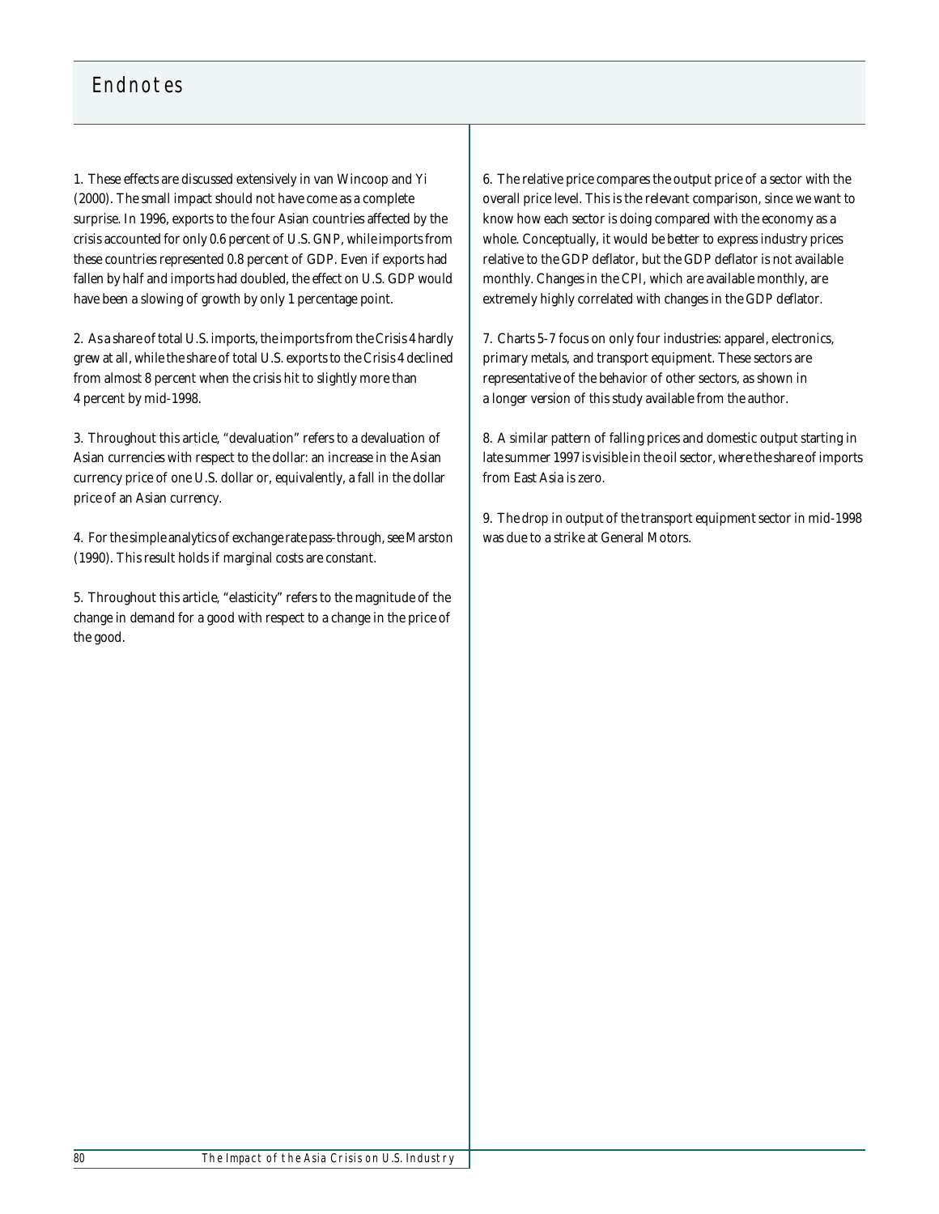# Endnotes

1. These effects are discussed extensively in van Wincoop and Yi (2000). The small impact should not have come as a complete surprise. In 1996, exports to the four Asian countries affected by the crisis accounted for only 0.6 percent of U.S. GNP, while imports from these countries represented 0.8 percent of GDP. Even if exports had fallen by half and imports had doubled, the effect on U.S. GDP would have been a slowing of growth by only 1 percentage point.

2. As a share of total U.S. imports, the imports from the Crisis 4 hardly grew at all, while the share of total U.S. exports to the Crisis 4 declined from almost 8 percent when the crisis hit to slightly more than 4 percent by mid-1998.

3. Throughout this article, "devaluation" refers to a devaluation of Asian currencies with respect to the dollar: an increase in the Asian currency price of one U.S. dollar or, equivalently, a fall in the dollar price of an Asian currency.

4. For the simple analytics of exchange rate pass-through, see Marston (1990). This result holds if marginal costs are constant.

5. Throughout this article, "elasticity" refers to the magnitude of the change in demand for a good with respect to a change in the price of the good.

6. The relative price compares the output price of a sector with the overall price level. This is the relevant comparison, since we want to know how each sector is doing compared with the economy as a whole. Conceptually, it would be better to express industry prices relative to the GDP deflator, but the GDP deflator is not available monthly. Changes in the CPI, which are available monthly, are extremely highly correlated with changes in the GDP deflator.

7. Charts 5-7 focus on only four industries: apparel, electronics, primary metals, and transport equipment. These sectors are representative of the behavior of other sectors, as shown in a longer version of this study available from the author.

8. A similar pattern of falling prices and domestic output starting in late summer 1997 is visible in the oil sector, where the share of imports from East Asia is zero.

9. The drop in output of the transport equipment sector in mid-1998 was due to a strike at General Motors.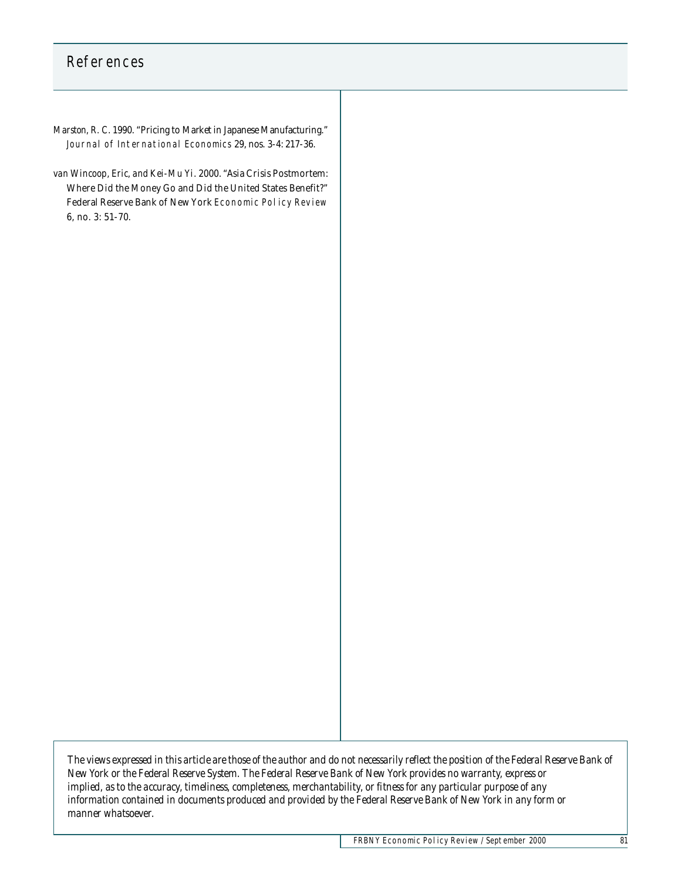## References

Marston, R. C. 1990. "Pricing to Market in Japanese Manufacturing." *Journal of International Economics* 29, nos. 3-4: 217-36.

van Wincoop, Eric, and Kei-Mu Yi. 2000. "Asia Crisis Postmortem: Where Did the Money Go and Did the United States Benefit?" Federal Reserve Bank of New York *Economic Policy Review* 6, no. 3: 51-70.

*The views expressed in this article are those of the author and do not necessarily reflect the position of the Federal Reserve Bank of New York or the Federal Reserve System. The Federal Reserve Bank of New York provides no warranty, express or implied, as to the accuracy, timeliness, completeness, merchantability, or fitness for any particular purpose of any information contained in documents produced and provided by the Federal Reserve Bank of New York in any form or manner whatsoever.*